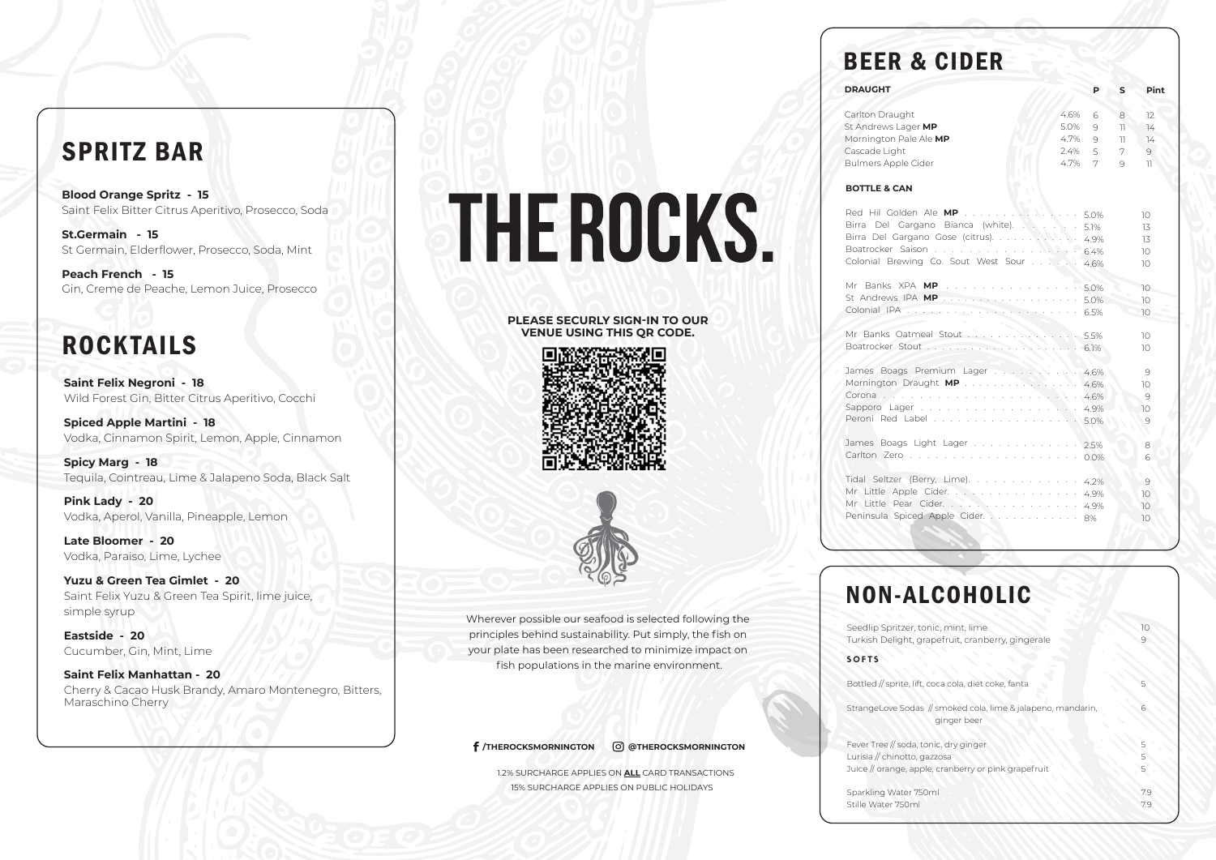# THE ROCKS.

## SPRITZ BAR

**Blood Orange Spritz - 15**
Saint Felix Bitter Citrus Aperitivo, Prosecco, Soda

**St.Germain - 15**
St Germain, Elderflower, Prosecco, Soda, Mint

**Peach French - 15**
Gin, Creme de Peache, Lemon Juice, Prosecco

## ROCKTAILS

**Saint Felix Negroni - 18**
Wild Forest Gin, Bitter Citrus Aperitivo, Cocchi

**Spiced Apple Martini - 18**
Vodka, Cinnamon Spirit, Lemon, Apple, Cinnamon

**Spicy Marg - 18**
Tequila, Cointreau, Lime & Jalapeno Soda, Black Salt

**Pink Lady - 20**
Vodka, Aperol, Vanilla, Pineapple, Lemon

**Late Bloomer - 20**
Vodka, Paraiso, Lime, Lychee

**Yuzu & Green Tea Gimlet - 20**
Saint Felix Yuzu & Green Tea Spirit, lime juice, simple syrup

**Eastside - 20**
Cucumber, Gin, Mint, Lime

**Saint Felix Manhattan - 20**
Cherry & Cacao Husk Brandy, Amaro Montenegro, Bitters, Maraschino Cherry

**PLEASE SECURLY SIGN-IN TO OUR VENUE USING THIS QR CODE.**

Wherever possible our seafood is selected following the principles behind sustainability. Put simply, the fish on your plate has been researched to minimize impact on fish populations in the marine environment.

**/THEROCKSMORNINGTON** **@THEROCKSMORNINGTON**

1.2% SURCHARGE APPLIES ON **ALL** CARD TRANSACTIONS
15% SURCHARGE APPLIES ON PUBLIC HOLIDAYS

## BEER & CIDER

| DRAUGHT | | P | S | Pint |
|---|---|---|---|---|
| Carlton Draught | 4.6% | 6 | 8 | 12 |
| St Andrews Lager **MP** | 5.0% | 9 | 11 | 14 |
| Mornington Pale Ale **MP** | 4.7% | 9 | 11 | 14 |
| Cascade Light | 2.4% | 5 | 7 | 9 |
| Bulmers Apple Cider | 4.7% | 7 | 9 | 11 |

**BOTTLE & CAN**

| | | |
|---|---|---|
| Red Hil Golden Ale **MP** | 5.0% | 10 |
| Birra Del Gargano Bianca (white). | 5.1% | 13 |
| Birra Del Gargano Gose (citrus). | 4.9% | 13 |
| Boatrocker Saison | 6.4% | 10 |
| Colonial Brewing Co. Sout West Sour | 4.6% | 10 |
| Mr Banks XPA **MP** | 5.0% | 10 |
| St Andrews IPA **MP** | 5.0% | 10 |
| Colonial IPA | 6.5% | 10 |
| Mr Banks Oatmeal Stout | 5.5% | 10 |
| Boatrocker Stout | 6.1% | 10 |
| James Boags Premium Lager | 4.6% | 9 |
| Mornington Draught **MP** | 4.6% | 10 |
| Corona | 4.6% | 9 |
| Sapporo Lager | 4.9% | 10 |
| Peroni Red Label | 5.0% | 9 |
| James Boags Light Lager | 2.5% | 8 |
| Carlton Zero | 0.0% | 6 |
| Tidal Seltzer (Berry, Lime). | 4.2% | 9 |
| Mr Little Apple Cider. | 4.9% | 10 |
| Mr Little Pear Cider. | 4.9% | 10 |
| Peninsula Spiced Apple Cider. | 8% | 10 |

## NON-ALCOHOLIC

| | |
|---|---|
| Seedlip Spritzer, tonic, mint, lime | 10 |
| Turkish Delight, grapefruit, cranberry, gingerale | 9 |

**SOFTS**

| | |
|---|---|
| Bottled // sprite, lift, coca cola, diet coke, fanta | 5 |
| StrangeLove Sodas // smoked cola, lime & jalapeno, mandarin, ginger beer | 6 |
| Fever Tree // soda, tonic, dry ginger | 5 |
| Lurisia // chinotto, gazzosa | 5 |
| Juice // orange, apple, cranberry or pink grapefruit | 5 |
| Sparkling Water 750ml | 7.9 |
| Stille Water 750ml | 7.9 |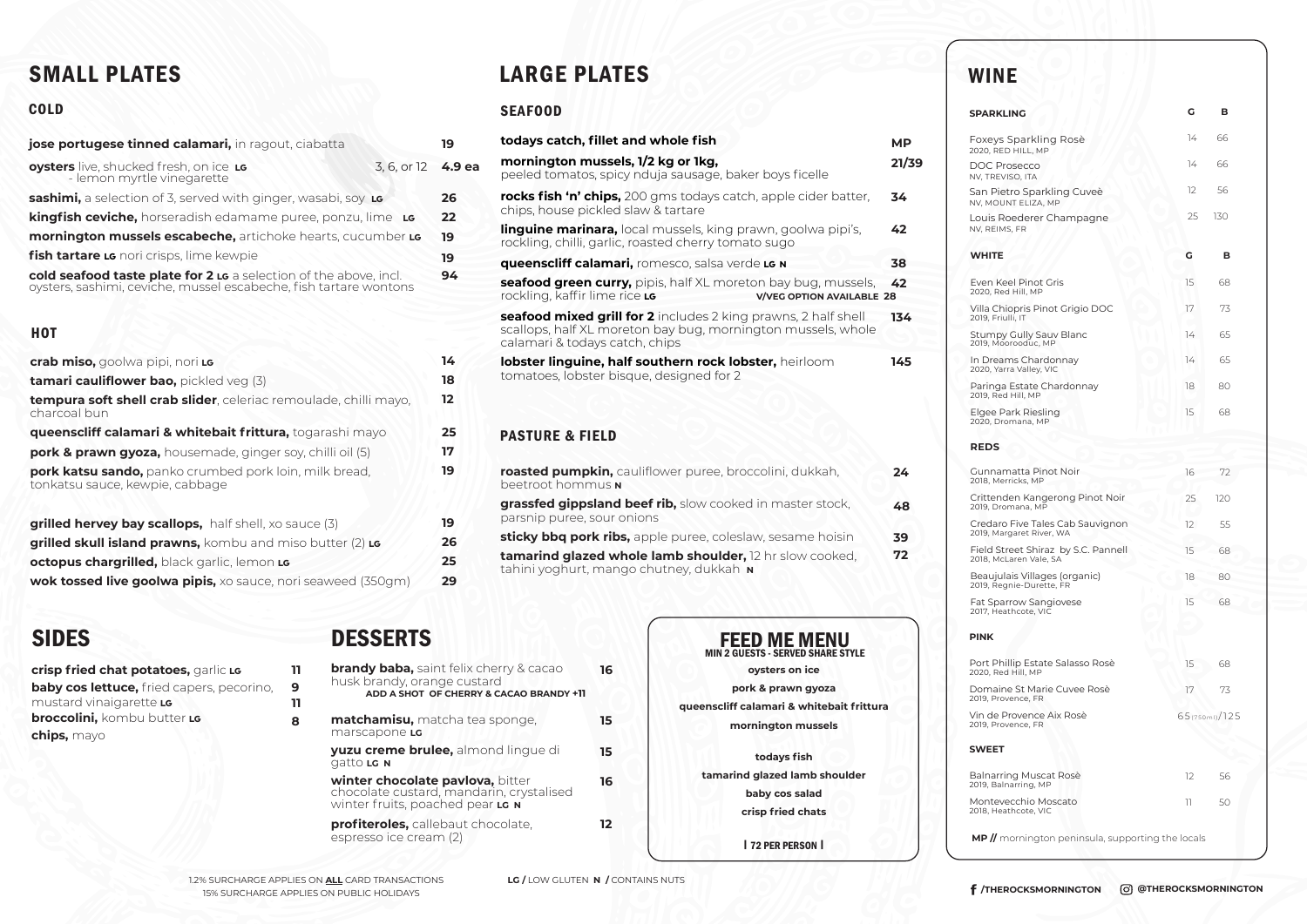# SMALL PLATES

## COLD

| | | |
|---|---|---|
| **jose portugese tinned calamari,** in ragout, ciabatta | | 19 |
| **oysters** live, shucked fresh, on ice **LG** - lemon myrtle vinegarette | 3, 6, or 12 | 4.9 ea |
| **sashimi,** a selection of 3, served with ginger, wasabi, soy **LG** | | 26 |
| **kingfish ceviche,** horseradish edamame puree, ponzu, lime **LG** | | 22 |
| **mornington mussels escabeche,** artichoke hearts, cucumber **LG** | | 19 |
| **fish tartare LG** nori crisps, lime kewpie | | 19 |
| **cold seafood taste plate for 2 LG** a selection of the above, incl. oysters, sashimi, ceviche, mussel escabeche, fish tartare wontons | | 94 |

## HOT

| | |
|---|---|
| **crab miso,** goolwa pipi, nori **LG** | 14 |
| **tamari cauliflower bao,** pickled veg (3) | 18 |
| **tempura soft shell crab slider**, celeriac remoulade, chilli mayo, charcoal bun | 12 |
| **queenscliff calamari & whitebait frittura,** togarashi mayo | 25 |
| **pork & prawn gyoza,** housemade, ginger soy, chilli oil (5) | 17 |
| **pork katsu sando,** panko crumbed pork loin, milk bread, tonkatsu sauce, kewpie, cabbage | 19 |
| **grilled hervey bay scallops,** half shell, xo sauce (3) | 19 |
| **grilled skull island prawns,** kombu and miso butter (2) **LG** | 26 |
| **octopus chargrilled,** black garlic, lemon **LG** | 25 |
| **wok tossed live goolwa pipis,** xo sauce, nori seaweed (350gm) | 29 |

# LARGE PLATES

## SEAFOOD

| | |
|---|---|
| **todays catch, fillet and whole fish** | MP |
| **mornington mussels, 1/2 kg or 1kg,** peeled tomatos, spicy nduja sausage, baker boys ficelle | 21/39 |
| **rocks fish 'n' chips,** 200 gms todays catch, apple cider batter, chips, house pickled slaw & tartare | 34 |
| **linguine marinara,** local mussels, king prawn, goolwa pipi's, rockling, chilli, garlic, roasted cherry tomato sugo | 42 |
| **queenscliff calamari,** romesco, salsa verde **LG N** | 38 |
| **seafood green curry,** pipis, half XL moreton bay bug, mussels, rockling, kaffir lime rice **LG** — **V/VEG OPTION AVAILABLE 28** | 42 |
| **seafood mixed grill for 2** includes 2 king prawns, 2 half shell scallops, half XL moreton bay bug, mornington mussels, whole calamari & todays catch, chips | 134 |
| **lobster linguine, half southern rock lobster,** heirloom tomatoes, lobster bisque, designed for 2 | 145 |

## PASTURE & FIELD

| | |
|---|---|
| **roasted pumpkin,** cauliflower puree, broccolini, dukkah, beetroot hommus **N** | 24 |
| **grassfed gippsland beef rib,** slow cooked in master stock, parsnip puree, sour onions | 48 |
| **sticky bbq pork ribs,** apple puree, coleslaw, sesame hoisin | 39 |
| **tamarind glazed whole lamb shoulder,** 12 hr slow cooked, tahini yoghurt, mango chutney, dukkah **N** | 72 |

# SIDES

| | |
|---|---|
| **crisp fried chat potatoes,** garlic **LG** | 11 |
| **baby cos lettuce,** fried capers, pecorino, mustard vinaigarette **LG** | 9 |
| **broccolini,** kombu butter **LG** | 11 |
| **chips,** mayo | 8 |

# DESSERTS

| | |
|---|---|
| **brandy baba,** saint felix cherry & cacao husk brandy, orange custard — **ADD A SHOT OF CHERRY & CACAO BRANDY +11** | 16 |
| **matchamisu,** matcha tea sponge, marscapone **LG** | 15 |
| **yuzu creme brulee,** almond lingue di gatto **LG N** | 15 |
| **winter chocolate pavlova,** bitter chocolate custard, mandarin, crystalised winter fruits, poached pear **LG N** | 16 |
| **profiteroles,** callebaut chocolate, espresso ice cream (2) | 12 |

# FEED ME MENU

**MIN 2 GUESTS - SERVED SHARE STYLE**

oysters on ice

pork & prawn gyoza

queenscliff calamari & whitebait frittura

mornington mussels

todays fish

tamarind glazed lamb shoulder

baby cos salad

crisp fried chats

**| 72 PER PERSON |**

# WINE

| SPARKLING | G | B |
|---|---|---|
| Foxeys Sparkling Rosè, 2020, RED HILL, MP | 14 | 66 |
| DOC Prosecco, NV, TREVISO, ITA | 14 | 66 |
| San Pietro Sparkling Cuveè, NV, MOUNT ELIZA, MP | 12 | 56 |
| Louis Roederer Champagne, NV, REIMS, FR | 25 | 130 |

| WHITE | G | B |
|---|---|---|
| Even Keel Pinot Gris, 2020, Red Hill, MP | 15 | 68 |
| Villa Chiopris Pinot Grigio DOC, 2019, Friulli, IT | 17 | 73 |
| Stumpy Gully Sauv Blanc, 2019, Moorooduc, MP | 14 | 65 |
| In Dreams Chardonnay, 2020, Yarra Valley, VIC | 14 | 65 |
| Paringa Estate Chardonnay, 2019, Red Hill, MP | 18 | 80 |
| Elgee Park Riesling, 2020, Dromana, MP | 15 | 68 |

| REDS | G | B |
|---|---|---|
| Gunnamatta Pinot Noir, 2018, Merricks, MP | 16 | 72 |
| Crittenden Kangerong Pinot Noir, 2019, Dromana, MP | 25 | 120 |
| Credaro Five Tales Cab Sauvignon, 2019, Margaret River, WA | 12 | 55 |
| Field Street Shiraz by S.C. Pannell, 2018, McLaren Vale, SA | 15 | 68 |
| Beaujulais Villages (organic), 2019, Regnie-Durette, FR | 18 | 80 |
| Fat Sparrow Sangiovese, 2017, Heathcote, VIC | 15 | 68 |

| PINK | G | B |
|---|---|---|
| Port Phillip Estate Salasso Rosè, 2020, Red Hill, MP | 15 | 68 |
| Domaine St Marie Cuvee Rosè, 2019, Provence, FR | 17 | 73 |
| Vin de Provence Aix Rosè, 2019, Provence, FR | 65 (750ml)/125 | |

| SWEET | G | B |
|---|---|---|
| Balnarring Muscat Rosè, 2019, Balnarring, MP | 12 | 56 |
| Montevecchio Moscato, 2018, Heathcote, VIC | 11 | 50 |

**MP //** mornington peninsula, supporting the locals

1.2% SURCHARGE APPLIES ON **ALL** CARD TRANSACTIONS
15% SURCHARGE APPLIES ON PUBLIC HOLIDAYS

**LG /** LOW GLUTEN **N /** CONTAINS NUTS

**/THEROCKSMORNINGTON** **@THEROCKSMORNINGTON**